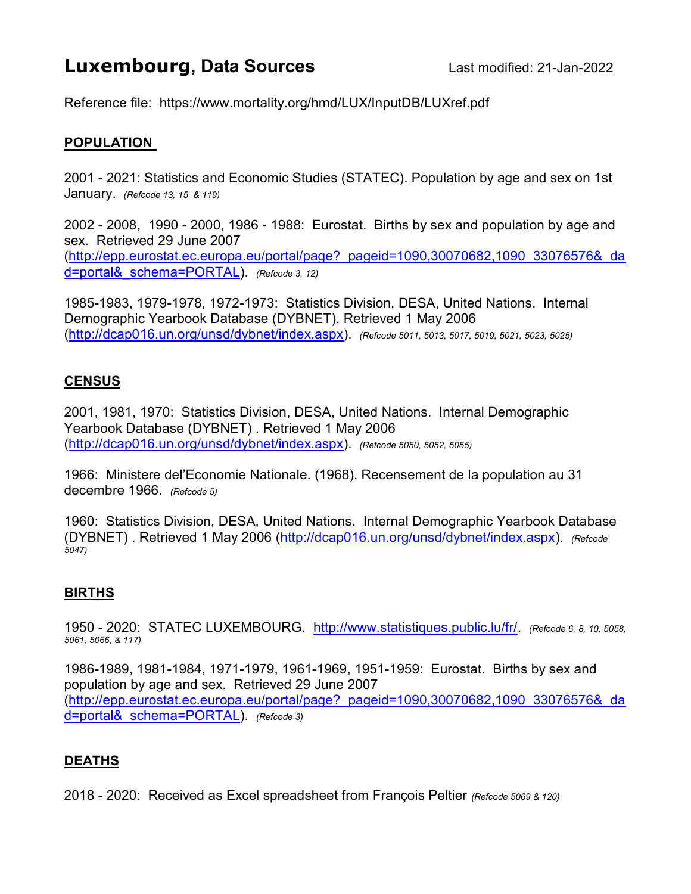# **Luxembourg**, Data Sources

Last modified: 21-Jan-2022

Reference file: https://www.mortality.org/hmd/LUX/InputDB/LUXref.pdf

## POPULATION

2001 - 2021: Statistics and Economic Studies (STATEC). Population by age and sex on 1st January. *(Refcode 13, 15 & 119)*

2002 - 2008, 1990 - 2000, 1986 - 1988: Eurostat. Births by sex and population by age and sex. Retrieved 29 June 2007 (http://epp.eurostat.ec.europa.eu/portal/page?_pageid=1090,30070682,1090_33076576&_dad=portal&_schema=PORTAL). *(Refcode 3, 12)*

1985-1983, 1979-1978, 1972-1973: Statistics Division, DESA, United Nations. Internal Demographic Yearbook Database (DYBNET). Retrieved 1 May 2006 (http://dcap016.un.org/unsd/dybnet/index.aspx). *(Refcode 5011, 5013, 5017, 5019, 5021, 5023, 5025)*

## CENSUS

2001, 1981, 1970: Statistics Division, DESA, United Nations. Internal Demographic Yearbook Database (DYBNET) . Retrieved 1 May 2006 (http://dcap016.un.org/unsd/dybnet/index.aspx). *(Refcode 5050, 5052, 5055)*

1966: Ministere del'Economie Nationale. (1968). Recensement de la population au 31 decembre 1966. *(Refcode 5)*

1960: Statistics Division, DESA, United Nations. Internal Demographic Yearbook Database (DYBNET) . Retrieved 1 May 2006 (http://dcap016.un.org/unsd/dybnet/index.aspx). *(Refcode 5047)*

## BIRTHS

1950 - 2020: STATEC LUXEMBOURG. http://www.statistiques.public.lu/fr/. *(Refcode 6, 8, 10, 5058, 5061, 5066, & 117)*

1986-1989, 1981-1984, 1971-1979, 1961-1969, 1951-1959: Eurostat. Births by sex and population by age and sex. Retrieved 29 June 2007 (http://epp.eurostat.ec.europa.eu/portal/page?_pageid=1090,30070682,1090_33076576&_dad=portal&_schema=PORTAL). *(Refcode 3)*

## DEATHS

2018 - 2020: Received as Excel spreadsheet from François Peltier *(Refcode 5069 & 120)*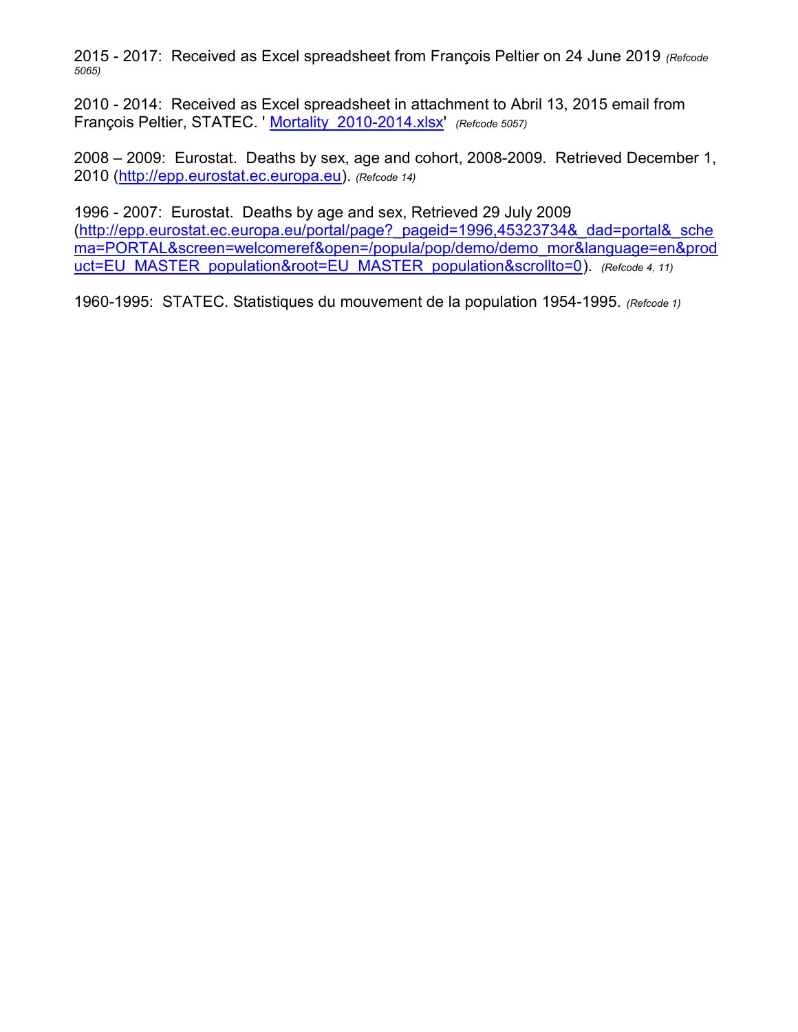2015 - 2017: Received as Excel spreadsheet from François Peltier on 24 June 2019 *(Refcode 5065)*

2010 - 2014: Received as Excel spreadsheet in attachment to Abril 13, 2015 email from François Peltier, STATEC. ' Mortality_2010-2014.xlsx' *(Refcode 5057)*

2008 – 2009: Eurostat. Deaths by sex, age and cohort, 2008-2009. Retrieved December 1, 2010 (http://epp.eurostat.ec.europa.eu). *(Refcode 14)*

1996 - 2007: Eurostat. Deaths by age and sex, Retrieved 29 July 2009 (http://epp.eurostat.ec.europa.eu/portal/page?_pageid=1996,45323734&_dad=portal&_schema=PORTAL&screen=welcomeref&open=/popula/pop/demo/demo_mor&language=en&product=EU_MASTER_population&root=EU_MASTER_population&scrollto=0). *(Refcode 4, 11)*

1960-1995: STATEC. Statistiques du mouvement de la population 1954-1995. *(Refcode 1)*